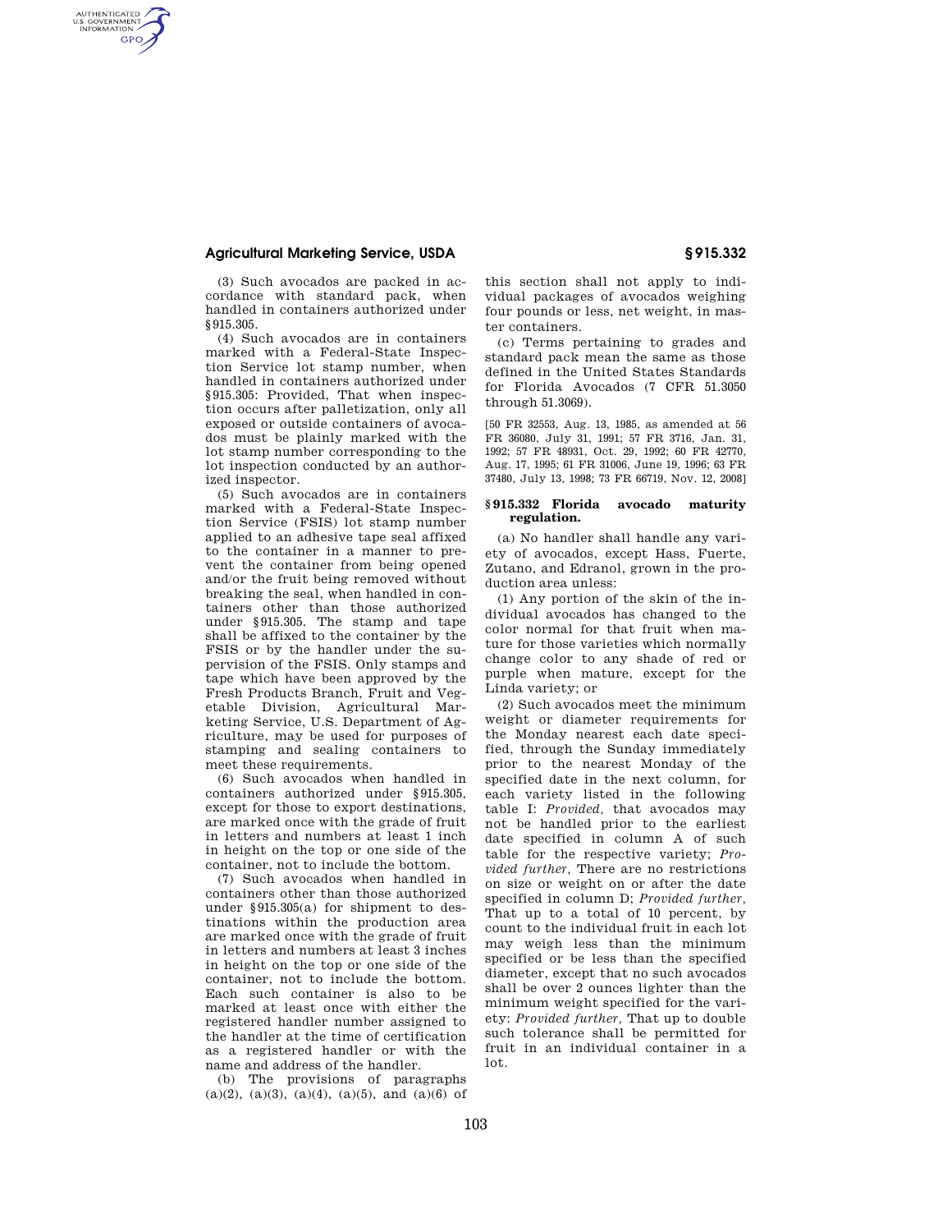(3) Such avocados are packed in accordance with standard pack, when handled in containers authorized under §915.305.

(4) Such avocados are in containers marked with a Federal-State Inspection Service lot stamp number, when handled in containers authorized under §915.305: Provided, That when inspection occurs after palletization, only all exposed or outside containers of avocados must be plainly marked with the lot stamp number corresponding to the lot inspection conducted by an authorized inspector.

(5) Such avocados are in containers marked with a Federal-State Inspection Service (FSIS) lot stamp number applied to an adhesive tape seal affixed to the container in a manner to prevent the container from being opened and/or the fruit being removed without breaking the seal, when handled in containers other than those authorized under §915.305. The stamp and tape shall be affixed to the container by the FSIS or by the handler under the supervision of the FSIS. Only stamps and tape which have been approved by the Fresh Products Branch, Fruit and Vegetable Division, Agricultural Marketing Service, U.S. Department of Agriculture, may be used for purposes of stamping and sealing containers to meet these requirements.

(6) Such avocados when handled in containers authorized under §915.305, except for those to export destinations, are marked once with the grade of fruit in letters and numbers at least 1 inch in height on the top or one side of the container, not to include the bottom.

(7) Such avocados when handled in containers other than those authorized under §915.305(a) for shipment to destinations within the production area are marked once with the grade of fruit in letters and numbers at least 3 inches in height on the top or one side of the container, not to include the bottom. Each such container is also to be marked at least once with either the registered handler number assigned to the handler at the time of certification as a registered handler or with the name and address of the handler.

(b) The provisions of paragraphs (a)(2), (a)(3), (a)(4), (a)(5), and (a)(6) of this section shall not apply to individual packages of avocados weighing four pounds or less, net weight, in master containers.

(c) Terms pertaining to grades and standard pack mean the same as those defined in the United States Standards for Florida Avocados (7 CFR 51.3050 through 51.3069).

[50 FR 32553, Aug. 13, 1985, as amended at 56 FR 36080, July 31, 1991; 57 FR 3716, Jan. 31, 1992; 57 FR 48931, Oct. 29, 1992; 60 FR 42770, Aug. 17, 1995; 61 FR 31006, June 19, 1996; 63 FR 37480, July 13, 1998; 73 FR 66719, Nov. 12, 2008]

## §915.332 Florida avocado maturity regulation.

(a) No handler shall handle any variety of avocados, except Hass, Fuerte, Zutano, and Edranol, grown in the production area unless:

(1) Any portion of the skin of the individual avocados has changed to the color normal for that fruit when mature for those varieties which normally change color to any shade of red or purple when mature, except for the Linda variety; or

(2) Such avocados meet the minimum weight or diameter requirements for the Monday nearest each date specified, through the Sunday immediately prior to the nearest Monday of the specified date in the next column, for each variety listed in the following table I: *Provided,* that avocados may not be handled prior to the earliest date specified in column A of such table for the respective variety; *Provided further,* There are no restrictions on size or weight on or after the date specified in column D; *Provided further,* That up to a total of 10 percent, by count to the individual fruit in each lot may weigh less than the minimum specified or be less than the specified diameter, except that no such avocados shall be over 2 ounces lighter than the minimum weight specified for the variety: *Provided further,* That up to double such tolerance shall be permitted for fruit in an individual container in a lot.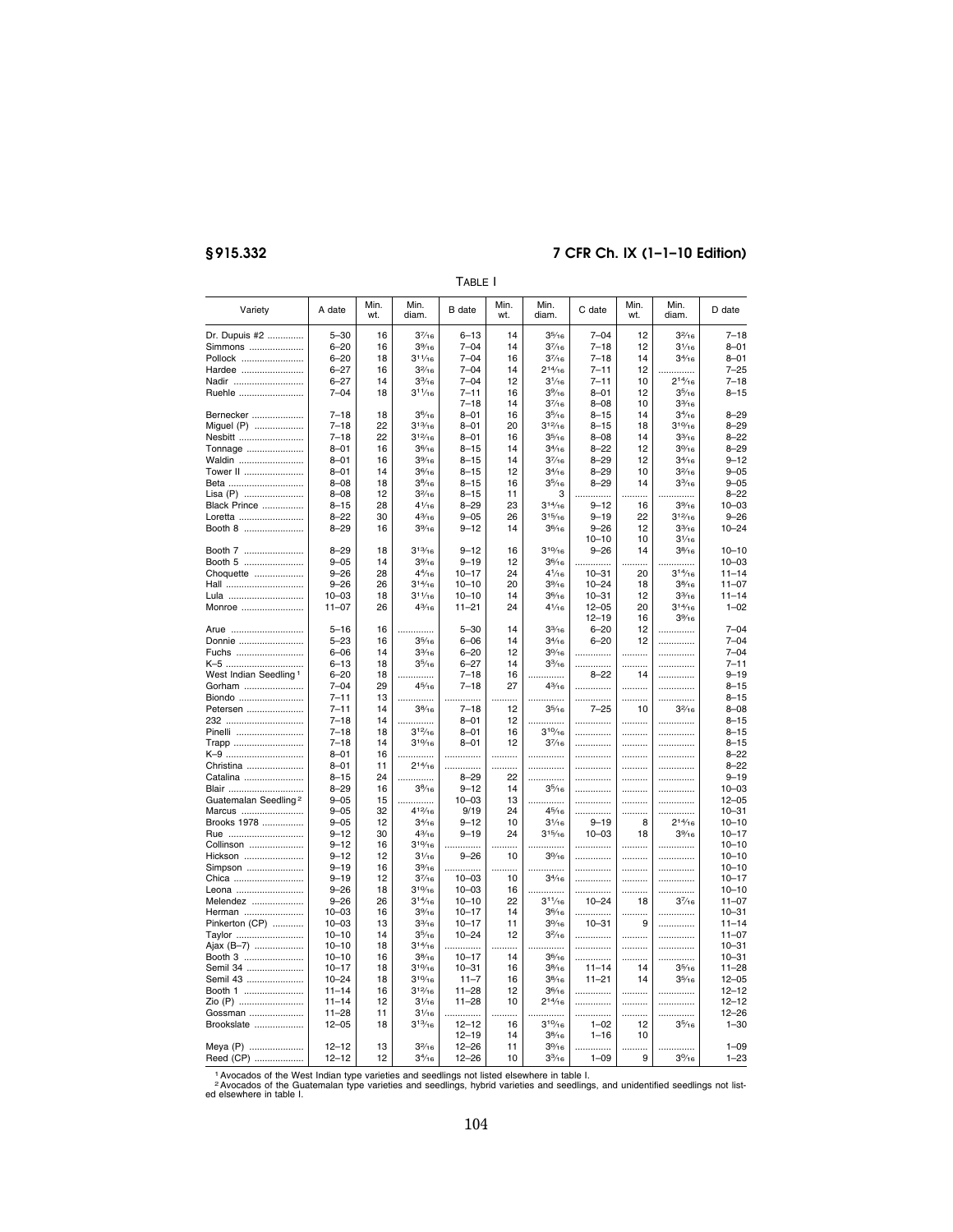TABLE I

| Variety | A date | Min. wt. | Min. diam. | B date | Min. wt. | Min. diam. | C date | Min. wt. | Min. diam. | D date |
|---|---|---|---|---|---|---|---|---|---|---|
| Dr. Dupuis #2 | 5-30 | 16 | 3 7/16 | 6-13 | 14 | 3 5/16 | 7-04 | 12 | 3 2/16 | 7-18 |
| Simmons | 6-20 | 16 | 3 9/16 | 7-04 | 14 | 3 7/16 | 7-18 | 12 | 3 1/16 | 8-01 |
| Pollock | 6-20 | 18 | 3 11/16 | 7-04 | 16 | 3 7/16 | 7-18 | 14 | 3 4/16 | 8-01 |
| Hardee | 6-27 | 16 | 3 2/16 | 7-04 | 14 | 2 14/16 | 7-11 | 12 | ... | 7-25 |
| Nadir | 6-27 | 14 | 3 3/16 | 7-04 | 12 | 3 1/16 | 7-11 | 10 | 2 14/16 | 7-18 |
| Ruehle | 7-04 | 18 | 3 11/16 | 7-11 | 16 | 3 9/16 | 8-01 | 12 | 3 5/16 | 8-15 |
| | | | | 7-18 | 14 | 3 7/16 | 8-08 | 10 | 3 3/16 | |
| Bernecker | 7-18 | 18 | 3 6/16 | 8-01 | 16 | 3 5/16 | 8-15 | 14 | 3 4/16 | 8-29 |
| Miguel (P) | 7-18 | 22 | 3 13/16 | 8-01 | 20 | 3 12/16 | 8-15 | 18 | 3 10/16 | 8-29 |
| Nesbitt | 7-18 | 22 | 3 12/16 | 8-01 | 16 | 3 5/16 | 8-08 | 14 | 3 3/16 | 8-22 |
| Tonnage | 8-01 | 16 | 3 6/16 | 8-15 | 14 | 3 4/16 | 8-22 | 12 | 3 0/16 | 8-29 |
| Waldin | 8-01 | 16 | 3 9/16 | 8-15 | 14 | 3 7/16 | 8-29 | 12 | 3 4/16 | 9-12 |
| Tower II | 8-01 | 14 | 3 6/16 | 8-15 | 12 | 3 4/16 | 8-29 | 10 | 3 2/16 | 9-05 |
| Beta | 8-08 | 18 | 3 8/16 | 8-15 | 16 | 3 5/16 | 8-29 | 14 | 3 3/16 | 9-05 |
| Lisa (P) | 8-08 | 12 | 3 2/16 | 8-15 | 11 | 3 | ... | ... | ... | 8-22 |
| Black Prince | 8-15 | 28 | 4 1/16 | 8-29 | 23 | 3 14/16 | 9-12 | 16 | 3 9/16 | 10-03 |
| Loretta | 8-22 | 30 | 4 3/16 | 9-05 | 26 | 3 15/16 | 9-19 | 22 | 3 12/16 | 9-26 |
| Booth 8 | 8-29 | 16 | 3 9/16 | 9-12 | 14 | 3 6/16 | 9-26 | 12 | 3 3/16 | 10-24 |
| | | | | | | | 10-10 | 10 | 3 1/16 | |
| Booth 7 | 8-29 | 18 | 3 13/16 | 9-12 | 16 | 3 10/16 | 9-26 | 14 | 3 8/16 | 10-10 |
| Booth 5 | 9-05 | 14 | 3 9/16 | 9-19 | 12 | 3 6/16 | ... | ... | ... | 10-03 |
| Choquette | 9-26 | 28 | 4 4/16 | 10-17 | 24 | 4 1/16 | 10-31 | 20 | 3 14/16 | 11-14 |
| Hall | 9-26 | 26 | 3 14/16 | 10-10 | 20 | 3 9/16 | 10-24 | 18 | 3 8/16 | 11-07 |
| Lula | 10-03 | 18 | 3 11/16 | 10-10 | 14 | 3 6/16 | 10-31 | 12 | 3 3/16 | 11-14 |
| Monroe | 11-07 | 26 | 4 3/16 | 11-21 | 24 | 4 1/16 | 12-05 | 20 | 3 14/16 | 1-02 |
| | | | | | | | 12-19 | 16 | 3 9/16 | |
| Arue | 5-16 | 16 | ... | 5-30 | 14 | 3 3/16 | 6-20 | 12 | ... | 7-04 |
| Donnie | 5-23 | 16 | 3 5/16 | 6-06 | 14 | 3 4/16 | 6-20 | 12 | ... | 7-04 |
| Fuchs | 6-06 | 14 | 3 3/16 | 6-20 | 12 | 3 0/16 | ... | ... | ... | 7-04 |
| K-5 | 6-13 | 18 | 3 5/16 | 6-27 | 14 | 3 3/16 | ... | ... | ... | 7-11 |
| West Indian Seedling [1] | 6-20 | 18 | ... | 7-18 | 16 | ... | 8-22 | 14 | ... | 9-19 |
| Gorham | 7-04 | 29 | 4 5/16 | 7-18 | 27 | 4 3/16 | ... | ... | ... | 8-15 |
| Biondo | 7-11 | 13 | ... | ... | ... | ... | ... | ... | ... | 8-15 |
| Petersen | 7-11 | 14 | 3 8/16 | 7-18 | 12 | 3 5/16 | 7-25 | 10 | 3 2/16 | 8-08 |
| 232 | 7-18 | 14 | ... | 8-01 | 12 | ... | ... | ... | ... | 8-15 |
| Pinelli | 7-18 | 18 | 3 12/16 | 8-01 | 16 | 3 10/16 | ... | ... | ... | 8-15 |
| Trapp | 7-18 | 14 | 3 10/16 | 8-01 | 12 | 3 7/16 | ... | ... | ... | 8-15 |
| K-9 | 8-01 | 16 | ... | ... | ... | ... | ... | ... | ... | 8-22 |
| Christina | 8-01 | 11 | 2 14/16 | ... | ... | ... | ... | ... | ... | 8-22 |
| Catalina | 8-15 | 24 | ... | 8-29 | 22 | ... | ... | ... | ... | 9-19 |
| Blair | 8-29 | 16 | 3 8/16 | 9-12 | 14 | 3 5/16 | ... | ... | ... | 10-03 |
| Guatemalan Seedling [2] | 9-05 | 15 | ... | 10-03 | 13 | ... | ... | ... | ... | 12-05 |
| Marcus | 9-05 | 32 | 4 12/16 | 9/19 | 24 | 4 5/16 | ... | ... | ... | 10-31 |
| Brooks 1978 | 9-05 | 12 | 3 4/16 | 9-12 | 10 | 3 1/16 | 9-19 | 8 | 2 14/16 | 10-10 |
| Rue | 9-12 | 30 | 4 3/16 | 9-19 | 24 | 3 15/16 | 10-03 | 18 | 3 9/16 | 10-17 |
| Collinson | 9-12 | 16 | 3 10/16 | ... | ... | ... | ... | ... | ... | 10-10 |
| Hickson | 9-12 | 12 | 3 1/16 | 9-26 | 10 | 3 0/16 | ... | ... | ... | 10-10 |
| Simpson | 9-19 | 16 | 3 9/16 | ... | ... | ... | ... | ... | ... | 10-10 |
| Chica | 9-19 | 12 | 3 7/16 | 10-03 | 10 | 3 4/16 | ... | ... | ... | 10-17 |
| Leona | 9-26 | 18 | 3 10/16 | 10-03 | 16 | ... | ... | ... | ... | 10-10 |
| Melendez | 9-26 | 26 | 3 14/16 | 10-10 | 22 | 3 11/16 | 10-24 | 18 | 3 7/16 | 11-07 |
| Herman | 10-03 | 16 | 3 9/16 | 10-17 | 14 | 3 6/16 | ... | ... | ... | 10-31 |
| Pinkerton (CP) | 10-03 | 13 | 3 3/16 | 10-17 | 11 | 3 0/16 | 10-31 | 9 | ... | 11-14 |
| Taylor | 10-10 | 14 | 3 5/16 | 10-24 | 12 | 3 2/16 | ... | ... | ... | 11-07 |
| Ajax (B-7) | 10-10 | 18 | 3 14/16 | ... | ... | ... | ... | ... | ... | 10-31 |
| Booth 3 | 10-10 | 16 | 3 8/16 | 10-17 | 14 | 3 6/16 | ... | ... | ... | 10-31 |
| Semil 34 | 10-17 | 18 | 3 10/16 | 10-31 | 16 | 3 8/16 | 11-14 | 14 | 3 5/16 | 11-28 |
| Semil 43 | 10-24 | 18 | 3 10/16 | 11-7 | 16 | 3 8/16 | 11-21 | 14 | 3 5/16 | 12-05 |
| Booth 1 | 11-14 | 16 | 3 12/16 | 11-28 | 12 | 3 6/16 | ... | ... | ... | 12-12 |
| Zio (P) | 11-14 | 12 | 3 1/16 | 11-28 | 10 | 2 14/16 | ... | ... | ... | 12-12 |
| Gossman | 11-28 | 11 | 3 1/16 | ... | ... | ... | ... | ... | ... | 12-26 |
| Brookslate | 12-05 | 18 | 3 13/16 | 12-12 | 16 | 3 10/16 | 1-02 | 12 | 3 5/16 | 1-30 |
| | | | | 12-19 | 14 | 3 8/16 | 1-16 | 10 | | |
| Meya (P) | 12-12 | 13 | 3 2/16 | 12-26 | 11 | 3 0/16 | ... | ... | ... | 1-09 |
| Reed (CP) | 12-12 | 12 | 3 4/16 | 12-26 | 10 | 3 3/16 | 1-09 | 9 | 3 0/16 | 1-23 |

[1] Avocados of the West Indian type varieties and seedlings not listed elsewhere in table I.

[2] Avocados of the Guatemalan type varieties and seedlings, hybrid varieties and seedlings, and unidentified seedlings not listed elsewhere in table I.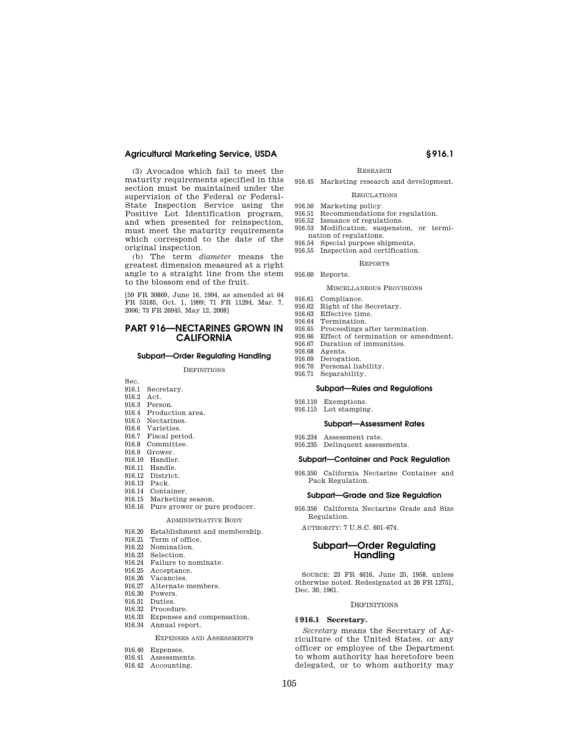(3) Avocados which fail to meet the maturity requirements specified in this section must be maintained under the supervision of the Federal or Federal-State Inspection Service using the Positive Lot Identification program, and when presented for reinspection, must meet the maturity requirements which correspond to the date of the original inspection.

(b) The term *diameter* means the greatest dimension measured at a right angle to a straight line from the stem to the blossom end of the fruit.

[59 FR 30869, June 16, 1994, as amended at 64 FR 53185, Oct. 1, 1999; 71 FR 11294, Mar. 7, 2006; 73 FR 26945, May 12, 2008]

# PART 916—NECTARINES GROWN IN CALIFORNIA

### Subpart—Order Regulating Handling

DEFINITIONS

Sec.
916.1 Secretary.
916.2 Act.
916.3 Person.
916.4 Production area.
916.5 Nectarines.
916.6 Varieties.
916.7 Fiscal period.
916.8 Committee.
916.9 Grower.
916.10 Handler.
916.11 Handle.
916.12 District.
916.13 Pack.
916.14 Container.
916.15 Marketing season.
916.16 Pure grower or pure producer.

ADMINISTRATIVE BODY

916.20 Establishment and membership.
916.21 Term of office.
916.22 Nomination.
916.23 Selection.
916.24 Failure to nominate.
916.25 Acceptance.
916.26 Vacancies.
916.27 Alternate members.
916.30 Powers.
916.31 Duties.
916.32 Procedure.
916.33 Expenses and compensation.
916.34 Annual report.

EXPENSES AND ASSESSMENTS

916.40 Expenses.
916.41 Assessments.
916.42 Accounting.

RESEARCH

916.45 Marketing research and development.

REGULATIONS

916.50 Marketing policy.
916.51 Recommendations for regulation.
916.52 Issuance of regulations.
916.53 Modification, suspension, or termination of regulations.
916.54 Special purpose shipments.
916.55 Inspection and certification.

REPORTS

916.60 Reports.

MISCELLANEOUS PROVISIONS

916.61 Compliance.
916.62 Right of the Secretary.
916.63 Effective time.
916.64 Termination.
916.65 Proceedings after termination.
916.66 Effect of termination or amendment.
916.67 Duration of immunities.
916.68 Agents.
916.69 Derogation.
916.70 Personal liability.
916.71 Separability.

### Subpart—Rules and Regulations

916.110 Exemptions.
916.115 Lot stamping.

### Subpart—Assessment Rates

916.234 Assessment rate.
916.235 Delinquent assessments.

### Subpart—Container and Pack Regulation

916.350 California Nectarine Container and Pack Regulation.

### Subpart—Grade and Size Regulation

916.356 California Nectarine Grade and Size Regulation.

AUTHORITY: 7 U.S.C. 601–674.

## Subpart—Order Regulating Handling

SOURCE: 23 FR 4616, June 25, 1958, unless otherwise noted. Redesignated at 26 FR 12751, Dec. 30, 1961.

DEFINITIONS

**§ 916.1 Secretary.**

*Secretary* means the Secretary of Agriculture of the United States, or any officer or employee of the Department to whom authority has heretofore been delegated, or to whom authority may